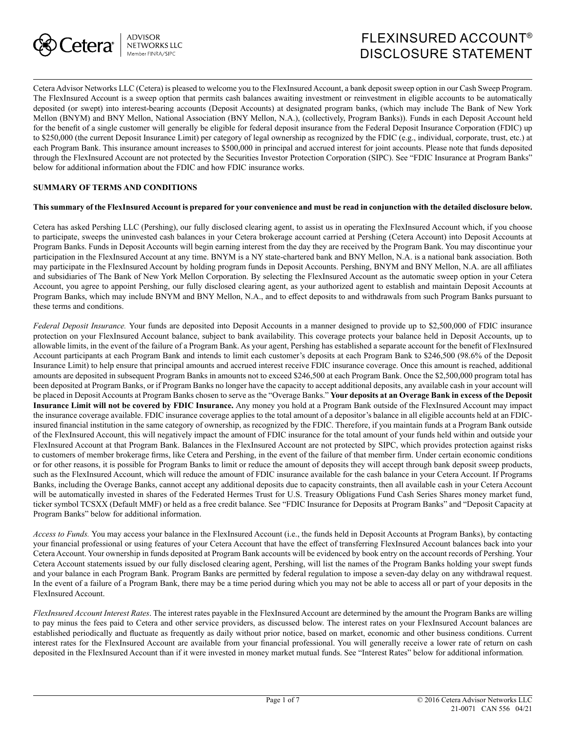# FLEXINSURED ACCOUNT® DISCLOSURE STATEMENT

Cetera Advisor Networks LLC (Cetera) is pleased to welcome you to the FlexInsured Account, a bank deposit sweep option in our Cash Sweep Program. The FlexInsured Account is a sweep option that permits cash balances awaiting investment or reinvestment in eligible accounts to be automatically deposited (or swept) into interest-bearing accounts (Deposit Accounts) at designated program banks, (which may include The Bank of New York Mellon (BNYM) and BNY Mellon, National Association (BNY Mellon, N.A.), (collectively, Program Banks)). Funds in each Deposit Account held for the benefit of a single customer will generally be eligible for federal deposit insurance from the Federal Deposit Insurance Corporation (FDIC) up to $250,000 (the current Deposit Insurance Limit) per category of legal ownership as recognized by the FDIC (e.g., individual, corporate, trust, etc.) at each Program Bank. This insurance amount increases to $500,000 in principal and accrued interest for joint accounts. Please note that funds deposited through the FlexInsured Account are not protected by the Securities Investor Protection Corporation (SIPC). See "FDIC Insurance at Program Banks" below for additional information about the FDIC and how FDIC insurance works.

## SUMMARY OF TERMS AND CONDITIONS

**This summary of the FlexInsured Account is prepared for your convenience and must be read in conjunction with the detailed disclosure below.**

Cetera has asked Pershing LLC (Pershing), our fully disclosed clearing agent, to assist us in operating the FlexInsured Account which, if you choose to participate, sweeps the uninvested cash balances in your Cetera brokerage account carried at Pershing (Cetera Account) into Deposit Accounts at Program Banks. Funds in Deposit Accounts will begin earning interest from the day they are received by the Program Bank. You may discontinue your participation in the FlexInsured Account at any time. BNYM is a NY state-chartered bank and BNY Mellon, N.A. is a national bank association. Both may participate in the FlexInsured Account by holding program funds in Deposit Accounts. Pershing, BNYM and BNY Mellon, N.A. are all affiliates and subsidiaries of The Bank of New York Mellon Corporation. By selecting the FlexInsured Account as the automatic sweep option in your Cetera Account, you agree to appoint Pershing, our fully disclosed clearing agent, as your authorized agent to establish and maintain Deposit Accounts at Program Banks, which may include BNYM and BNY Mellon, N.A., and to effect deposits to and withdrawals from such Program Banks pursuant to these terms and conditions.

*Federal Deposit Insurance.* Your funds are deposited into Deposit Accounts in a manner designed to provide up to $2,500,000 of FDIC insurance protection on your FlexInsured Account balance, subject to bank availability. This coverage protects your balance held in Deposit Accounts, up to allowable limits, in the event of the failure of a Program Bank. As your agent, Pershing has established a separate account for the benefit of FlexInsured Account participants at each Program Bank and intends to limit each customer's deposits at each Program Bank to $246,500 (98.6% of the Deposit Insurance Limit) to help ensure that principal amounts and accrued interest receive FDIC insurance coverage. Once this amount is reached, additional amounts are deposited in subsequent Program Banks in amounts not to exceed $246,500 at each Program Bank. Once the $2,500,000 program total has been deposited at Program Banks, or if Program Banks no longer have the capacity to accept additional deposits, any available cash in your account will be placed in Deposit Accounts at Program Banks chosen to serve as the "Overage Banks." **Your deposits at an Overage Bank in excess of the Deposit Insurance Limit will not be covered by FDIC Insurance.** Any money you hold at a Program Bank outside of the FlexInsured Account may impact the insurance coverage available. FDIC insurance coverage applies to the total amount of a depositor's balance in all eligible accounts held at an FDIC-insured financial institution in the same category of ownership, as recognized by the FDIC. Therefore, if you maintain funds at a Program Bank outside of the FlexInsured Account, this will negatively impact the amount of FDIC insurance for the total amount of your funds held within and outside your FlexInsured Account at that Program Bank. Balances in the FlexInsured Account are not protected by SIPC, which provides protection against risks to customers of member brokerage firms, like Cetera and Pershing, in the event of the failure of that member firm. Under certain economic conditions or for other reasons, it is possible for Program Banks to limit or reduce the amount of deposits they will accept through bank deposit sweep products, such as the FlexInsured Account, which will reduce the amount of FDIC insurance available for the cash balance in your Cetera Account. If Programs Banks, including the Overage Banks, cannot accept any additional deposits due to capacity constraints, then all available cash in your Cetera Account will be automatically invested in shares of the Federated Hermes Trust for U.S. Treasury Obligations Fund Cash Series Shares money market fund, ticker symbol TCSXX (Default MMF) or held as a free credit balance. See "FDIC Insurance for Deposits at Program Banks" and "Deposit Capacity at Program Banks" below for additional information.

*Access to Funds.* You may access your balance in the FlexInsured Account (i.e., the funds held in Deposit Accounts at Program Banks), by contacting your financial professional or using features of your Cetera Account that have the effect of transferring FlexInsured Account balances back into your Cetera Account. Your ownership in funds deposited at Program Bank accounts will be evidenced by book entry on the account records of Pershing. Your Cetera Account statements issued by our fully disclosed clearing agent, Pershing, will list the names of the Program Banks holding your swept funds and your balance in each Program Bank. Program Banks are permitted by federal regulation to impose a seven-day delay on any withdrawal request. In the event of a failure of a Program Bank, there may be a time period during which you may not be able to access all or part of your deposits in the FlexInsured Account.

*FlexInsured Account Interest Rates*. The interest rates payable in the FlexInsured Account are determined by the amount the Program Banks are willing to pay minus the fees paid to Cetera and other service providers, as discussed below. The interest rates on your FlexInsured Account balances are established periodically and fluctuate as frequently as daily without prior notice, based on market, economic and other business conditions. Current interest rates for the FlexInsured Account are available from your financial professional. You will generally receive a lower rate of return on cash deposited in the FlexInsured Account than if it were invested in money market mutual funds. See "Interest Rates" below for additional information.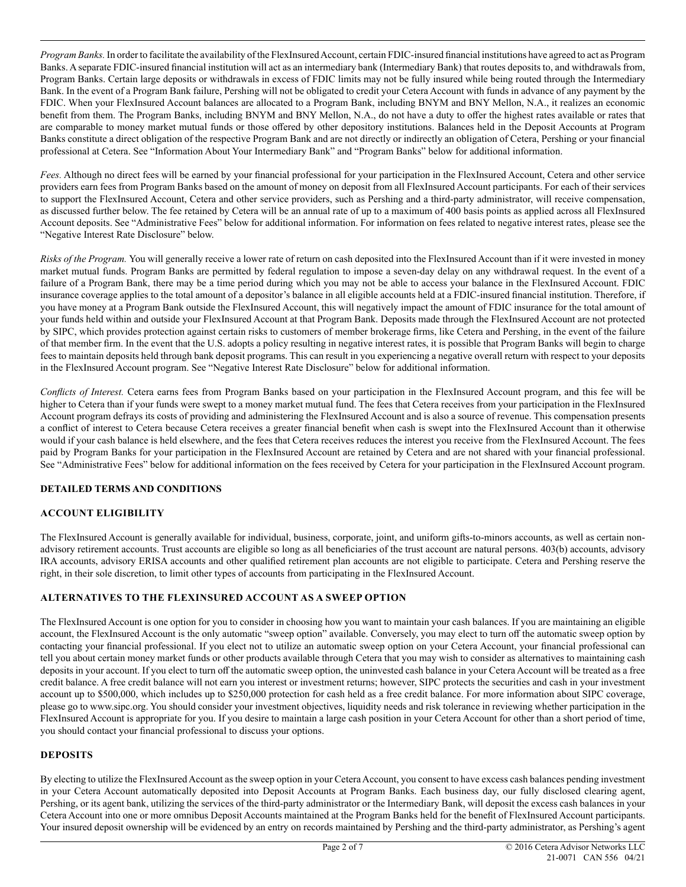*Program Banks.* In order to facilitate the availability of the FlexInsured Account, certain FDIC-insured financial institutions have agreed to act as Program Banks. A separate FDIC-insured financial institution will act as an intermediary bank (Intermediary Bank) that routes deposits to, and withdrawals from, Program Banks. Certain large deposits or withdrawals in excess of FDIC limits may not be fully insured while being routed through the Intermediary Bank. In the event of a Program Bank failure, Pershing will not be obligated to credit your Cetera Account with funds in advance of any payment by the FDIC. When your FlexInsured Account balances are allocated to a Program Bank, including BNYM and BNY Mellon, N.A., it realizes an economic benefit from them. The Program Banks, including BNYM and BNY Mellon, N.A., do not have a duty to offer the highest rates available or rates that are comparable to money market mutual funds or those offered by other depository institutions. Balances held in the Deposit Accounts at Program Banks constitute a direct obligation of the respective Program Bank and are not directly or indirectly an obligation of Cetera, Pershing or your financial professional at Cetera. See "Information About Your Intermediary Bank" and "Program Banks" below for additional information.

*Fees.* Although no direct fees will be earned by your financial professional for your participation in the FlexInsured Account, Cetera and other service providers earn fees from Program Banks based on the amount of money on deposit from all FlexInsured Account participants. For each of their services to support the FlexInsured Account, Cetera and other service providers, such as Pershing and a third-party administrator, will receive compensation, as discussed further below. The fee retained by Cetera will be an annual rate of up to a maximum of 400 basis points as applied across all FlexInsured Account deposits. See "Administrative Fees" below for additional information. For information on fees related to negative interest rates, please see the "Negative Interest Rate Disclosure" below.

*Risks of the Program.* You will generally receive a lower rate of return on cash deposited into the FlexInsured Account than if it were invested in money market mutual funds. Program Banks are permitted by federal regulation to impose a seven-day delay on any withdrawal request. In the event of a failure of a Program Bank, there may be a time period during which you may not be able to access your balance in the FlexInsured Account. FDIC insurance coverage applies to the total amount of a depositor's balance in all eligible accounts held at a FDIC-insured financial institution. Therefore, if you have money at a Program Bank outside the FlexInsured Account, this will negatively impact the amount of FDIC insurance for the total amount of your funds held within and outside your FlexInsured Account at that Program Bank. Deposits made through the FlexInsured Account are not protected by SIPC, which provides protection against certain risks to customers of member brokerage firms, like Cetera and Pershing, in the event of the failure of that member firm. In the event that the U.S. adopts a policy resulting in negative interest rates, it is possible that Program Banks will begin to charge fees to maintain deposits held through bank deposit programs. This can result in you experiencing a negative overall return with respect to your deposits in the FlexInsured Account program. See "Negative Interest Rate Disclosure" below for additional information.

*Conflicts of Interest.* Cetera earns fees from Program Banks based on your participation in the FlexInsured Account program, and this fee will be higher to Cetera than if your funds were swept to a money market mutual fund. The fees that Cetera receives from your participation in the FlexInsured Account program defrays its costs of providing and administering the FlexInsured Account and is also a source of revenue. This compensation presents a conflict of interest to Cetera because Cetera receives a greater financial benefit when cash is swept into the FlexInsured Account than it otherwise would if your cash balance is held elsewhere, and the fees that Cetera receives reduces the interest you receive from the FlexInsured Account. The fees paid by Program Banks for your participation in the FlexInsured Account are retained by Cetera and are not shared with your financial professional. See "Administrative Fees" below for additional information on the fees received by Cetera for your participation in the FlexInsured Account program.

## DETAILED TERMS AND CONDITIONS

## ACCOUNT ELIGIBILITY

The FlexInsured Account is generally available for individual, business, corporate, joint, and uniform gifts-to-minors accounts, as well as certain non-advisory retirement accounts. Trust accounts are eligible so long as all beneficiaries of the trust account are natural persons. 403(b) accounts, advisory IRA accounts, advisory ERISA accounts and other qualified retirement plan accounts are not eligible to participate. Cetera and Pershing reserve the right, in their sole discretion, to limit other types of accounts from participating in the FlexInsured Account.

## ALTERNATIVES TO THE FLEXINSURED ACCOUNT AS A SWEEP OPTION

The FlexInsured Account is one option for you to consider in choosing how you want to maintain your cash balances. If you are maintaining an eligible account, the FlexInsured Account is the only automatic "sweep option" available. Conversely, you may elect to turn off the automatic sweep option by contacting your financial professional. If you elect not to utilize an automatic sweep option on your Cetera Account, your financial professional can tell you about certain money market funds or other products available through Cetera that you may wish to consider as alternatives to maintaining cash deposits in your account. If you elect to turn off the automatic sweep option, the uninvested cash balance in your Cetera Account will be treated as a free credit balance. A free credit balance will not earn you interest or investment returns; however, SIPC protects the securities and cash in your investment account up to $500,000, which includes up to $250,000 protection for cash held as a free credit balance. For more information about SIPC coverage, please go to www.sipc.org. You should consider your investment objectives, liquidity needs and risk tolerance in reviewing whether participation in the FlexInsured Account is appropriate for you. If you desire to maintain a large cash position in your Cetera Account for other than a short period of time, you should contact your financial professional to discuss your options.

## DEPOSITS

By electing to utilize the FlexInsured Account as the sweep option in your Cetera Account, you consent to have excess cash balances pending investment in your Cetera Account automatically deposited into Deposit Accounts at Program Banks. Each business day, our fully disclosed clearing agent, Pershing, or its agent bank, utilizing the services of the third-party administrator or the Intermediary Bank, will deposit the excess cash balances in your Cetera Account into one or more omnibus Deposit Accounts maintained at the Program Banks held for the benefit of FlexInsured Account participants. Your insured deposit ownership will be evidenced by an entry on records maintained by Pershing and the third-party administrator, as Pershing's agent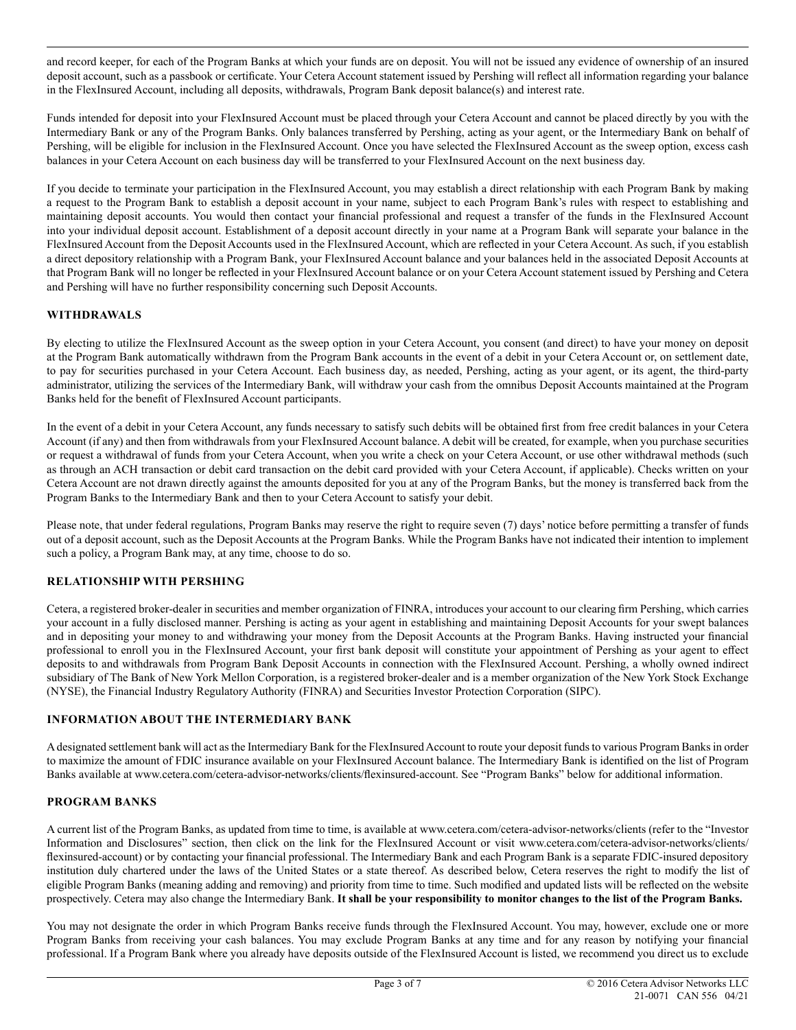and record keeper, for each of the Program Banks at which your funds are on deposit. You will not be issued any evidence of ownership of an insured deposit account, such as a passbook or certificate. Your Cetera Account statement issued by Pershing will reflect all information regarding your balance in the FlexInsured Account, including all deposits, withdrawals, Program Bank deposit balance(s) and interest rate.

Funds intended for deposit into your FlexInsured Account must be placed through your Cetera Account and cannot be placed directly by you with the Intermediary Bank or any of the Program Banks. Only balances transferred by Pershing, acting as your agent, or the Intermediary Bank on behalf of Pershing, will be eligible for inclusion in the FlexInsured Account. Once you have selected the FlexInsured Account as the sweep option, excess cash balances in your Cetera Account on each business day will be transferred to your FlexInsured Account on the next business day.

If you decide to terminate your participation in the FlexInsured Account, you may establish a direct relationship with each Program Bank by making a request to the Program Bank to establish a deposit account in your name, subject to each Program Bank's rules with respect to establishing and maintaining deposit accounts. You would then contact your financial professional and request a transfer of the funds in the FlexInsured Account into your individual deposit account. Establishment of a deposit account directly in your name at a Program Bank will separate your balance in the FlexInsured Account from the Deposit Accounts used in the FlexInsured Account, which are reflected in your Cetera Account. As such, if you establish a direct depository relationship with a Program Bank, your FlexInsured Account balance and your balances held in the associated Deposit Accounts at that Program Bank will no longer be reflected in your FlexInsured Account balance or on your Cetera Account statement issued by Pershing and Cetera and Pershing will have no further responsibility concerning such Deposit Accounts.

## WITHDRAWALS

By electing to utilize the FlexInsured Account as the sweep option in your Cetera Account, you consent (and direct) to have your money on deposit at the Program Bank automatically withdrawn from the Program Bank accounts in the event of a debit in your Cetera Account or, on settlement date, to pay for securities purchased in your Cetera Account. Each business day, as needed, Pershing, acting as your agent, or its agent, the third-party administrator, utilizing the services of the Intermediary Bank, will withdraw your cash from the omnibus Deposit Accounts maintained at the Program Banks held for the benefit of FlexInsured Account participants.

In the event of a debit in your Cetera Account, any funds necessary to satisfy such debits will be obtained first from free credit balances in your Cetera Account (if any) and then from withdrawals from your FlexInsured Account balance. A debit will be created, for example, when you purchase securities or request a withdrawal of funds from your Cetera Account, when you write a check on your Cetera Account, or use other withdrawal methods (such as through an ACH transaction or debit card transaction on the debit card provided with your Cetera Account, if applicable). Checks written on your Cetera Account are not drawn directly against the amounts deposited for you at any of the Program Banks, but the money is transferred back from the Program Banks to the Intermediary Bank and then to your Cetera Account to satisfy your debit.

Please note, that under federal regulations, Program Banks may reserve the right to require seven (7) days' notice before permitting a transfer of funds out of a deposit account, such as the Deposit Accounts at the Program Banks. While the Program Banks have not indicated their intention to implement such a policy, a Program Bank may, at any time, choose to do so.

## RELATIONSHIP WITH PERSHING

Cetera, a registered broker-dealer in securities and member organization of FINRA, introduces your account to our clearing firm Pershing, which carries your account in a fully disclosed manner. Pershing is acting as your agent in establishing and maintaining Deposit Accounts for your swept balances and in depositing your money to and withdrawing your money from the Deposit Accounts at the Program Banks. Having instructed your financial professional to enroll you in the FlexInsured Account, your first bank deposit will constitute your appointment of Pershing as your agent to effect deposits to and withdrawals from Program Bank Deposit Accounts in connection with the FlexInsured Account. Pershing, a wholly owned indirect subsidiary of The Bank of New York Mellon Corporation, is a registered broker-dealer and is a member organization of the New York Stock Exchange (NYSE), the Financial Industry Regulatory Authority (FINRA) and Securities Investor Protection Corporation (SIPC).

## INFORMATION ABOUT THE INTERMEDIARY BANK

A designated settlement bank will act as the Intermediary Bank for the FlexInsured Account to route your deposit funds to various Program Banks in order to maximize the amount of FDIC insurance available on your FlexInsured Account balance. The Intermediary Bank is identified on the list of Program Banks available at www.cetera.com/cetera-advisor-networks/clients/flexinsured-account. See "Program Banks" below for additional information.

## PROGRAM BANKS

A current list of the Program Banks, as updated from time to time, is available at www.cetera.com/cetera-advisor-networks/clients (refer to the "Investor Information and Disclosures" section, then click on the link for the FlexInsured Account or visit www.cetera.com/cetera-advisor-networks/clients/flexinsured-account) or by contacting your financial professional. The Intermediary Bank and each Program Bank is a separate FDIC-insured depository institution duly chartered under the laws of the United States or a state thereof. As described below, Cetera reserves the right to modify the list of eligible Program Banks (meaning adding and removing) and priority from time to time. Such modified and updated lists will be reflected on the website prospectively. Cetera may also change the Intermediary Bank. **It shall be your responsibility to monitor changes to the list of the Program Banks.**

You may not designate the order in which Program Banks receive funds through the FlexInsured Account. You may, however, exclude one or more Program Banks from receiving your cash balances. You may exclude Program Banks at any time and for any reason by notifying your financial professional. If a Program Bank where you already have deposits outside of the FlexInsured Account is listed, we recommend you direct us to exclude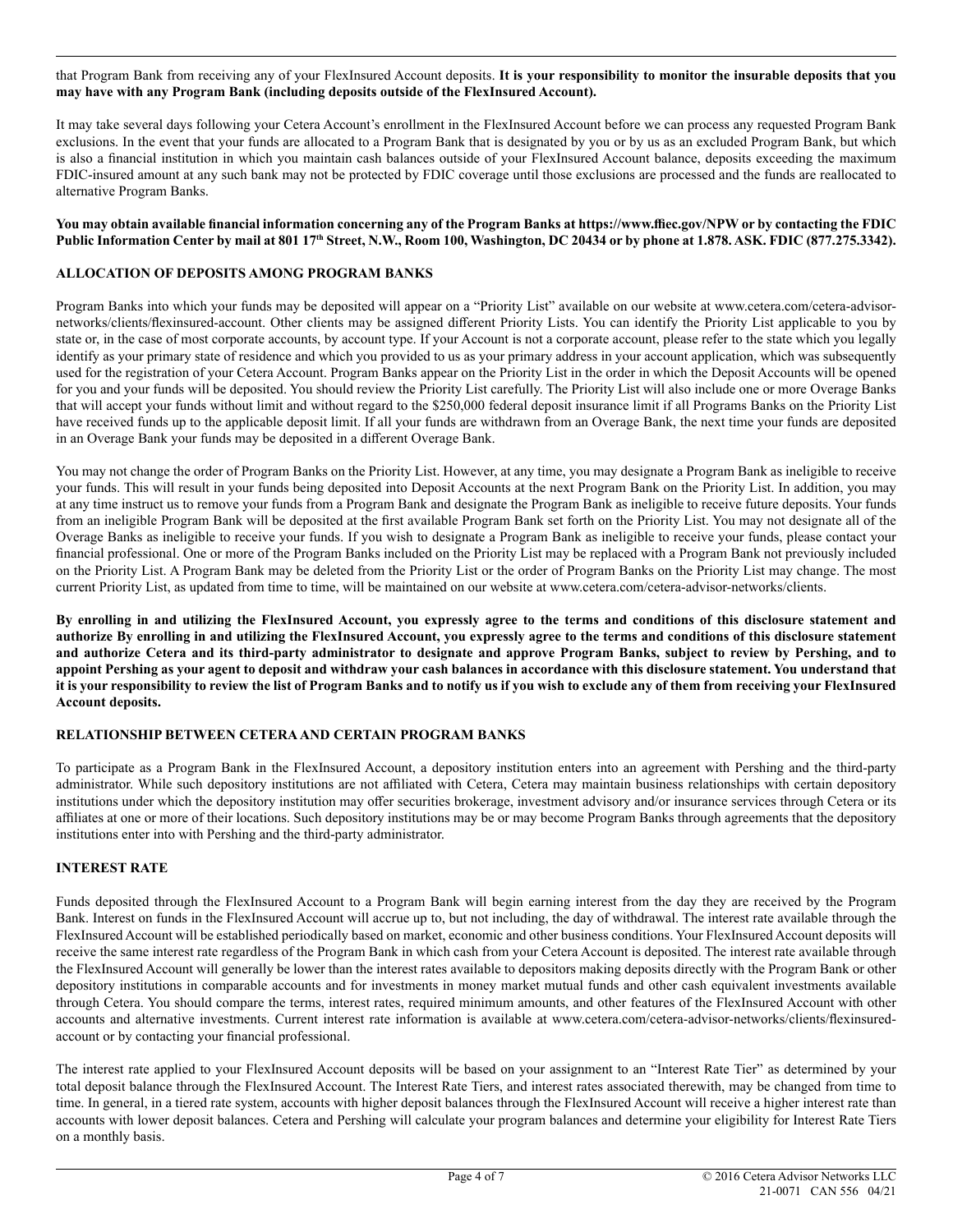that Program Bank from receiving any of your FlexInsured Account deposits. **It is your responsibility to monitor the insurable deposits that you may have with any Program Bank (including deposits outside of the FlexInsured Account).**

It may take several days following your Cetera Account's enrollment in the FlexInsured Account before we can process any requested Program Bank exclusions. In the event that your funds are allocated to a Program Bank that is designated by you or by us as an excluded Program Bank, but which is also a financial institution in which you maintain cash balances outside of your FlexInsured Account balance, deposits exceeding the maximum FDIC-insured amount at any such bank may not be protected by FDIC coverage until those exclusions are processed and the funds are reallocated to alternative Program Banks.

**You may obtain available financial information concerning any of the Program Banks at https://www.ffiec.gov/NPW or by contacting the FDIC Public Information Center by mail at 801 17th Street, N.W., Room 100, Washington, DC 20434 or by phone at 1.878. ASK. FDIC (877.275.3342).**

## ALLOCATION OF DEPOSITS AMONG PROGRAM BANKS

Program Banks into which your funds may be deposited will appear on a "Priority List" available on our website at www.cetera.com/cetera-advisor-networks/clients/flexinsured-account. Other clients may be assigned different Priority Lists. You can identify the Priority List applicable to you by state or, in the case of most corporate accounts, by account type. If your Account is not a corporate account, please refer to the state which you legally identify as your primary state of residence and which you provided to us as your primary address in your account application, which was subsequently used for the registration of your Cetera Account. Program Banks appear on the Priority List in the order in which the Deposit Accounts will be opened for you and your funds will be deposited. You should review the Priority List carefully. The Priority List will also include one or more Overage Banks that will accept your funds without limit and without regard to the $250,000 federal deposit insurance limit if all Programs Banks on the Priority List have received funds up to the applicable deposit limit. If all your funds are withdrawn from an Overage Bank, the next time your funds are deposited in an Overage Bank your funds may be deposited in a different Overage Bank.

You may not change the order of Program Banks on the Priority List. However, at any time, you may designate a Program Bank as ineligible to receive your funds. This will result in your funds being deposited into Deposit Accounts at the next Program Bank on the Priority List. In addition, you may at any time instruct us to remove your funds from a Program Bank and designate the Program Bank as ineligible to receive future deposits. Your funds from an ineligible Program Bank will be deposited at the first available Program Bank set forth on the Priority List. You may not designate all of the Overage Banks as ineligible to receive your funds. If you wish to designate a Program Bank as ineligible to receive your funds, please contact your financial professional. One or more of the Program Banks included on the Priority List may be replaced with a Program Bank not previously included on the Priority List. A Program Bank may be deleted from the Priority List or the order of Program Banks on the Priority List may change. The most current Priority List, as updated from time to time, will be maintained on our website at www.cetera.com/cetera-advisor-networks/clients.

**By enrolling in and utilizing the FlexInsured Account, you expressly agree to the terms and conditions of this disclosure statement and authorize By enrolling in and utilizing the FlexInsured Account, you expressly agree to the terms and conditions of this disclosure statement and authorize Cetera and its third-party administrator to designate and approve Program Banks, subject to review by Pershing, and to appoint Pershing as your agent to deposit and withdraw your cash balances in accordance with this disclosure statement. You understand that it is your responsibility to review the list of Program Banks and to notify us if you wish to exclude any of them from receiving your FlexInsured Account deposits.**

## RELATIONSHIP BETWEEN CETERA AND CERTAIN PROGRAM BANKS

To participate as a Program Bank in the FlexInsured Account, a depository institution enters into an agreement with Pershing and the third-party administrator. While such depository institutions are not affiliated with Cetera, Cetera may maintain business relationships with certain depository institutions under which the depository institution may offer securities brokerage, investment advisory and/or insurance services through Cetera or its affiliates at one or more of their locations. Such depository institutions may be or may become Program Banks through agreements that the depository institutions enter into with Pershing and the third-party administrator.

## INTEREST RATE

Funds deposited through the FlexInsured Account to a Program Bank will begin earning interest from the day they are received by the Program Bank. Interest on funds in the FlexInsured Account will accrue up to, but not including, the day of withdrawal. The interest rate available through the FlexInsured Account will be established periodically based on market, economic and other business conditions. Your FlexInsured Account deposits will receive the same interest rate regardless of the Program Bank in which cash from your Cetera Account is deposited. The interest rate available through the FlexInsured Account will generally be lower than the interest rates available to depositors making deposits directly with the Program Bank or other depository institutions in comparable accounts and for investments in money market mutual funds and other cash equivalent investments available through Cetera. You should compare the terms, interest rates, required minimum amounts, and other features of the FlexInsured Account with other accounts and alternative investments. Current interest rate information is available at www.cetera.com/cetera-advisor-networks/clients/flexinsured-account or by contacting your financial professional.

The interest rate applied to your FlexInsured Account deposits will be based on your assignment to an "Interest Rate Tier" as determined by your total deposit balance through the FlexInsured Account. The Interest Rate Tiers, and interest rates associated therewith, may be changed from time to time. In general, in a tiered rate system, accounts with higher deposit balances through the FlexInsured Account will receive a higher interest rate than accounts with lower deposit balances. Cetera and Pershing will calculate your program balances and determine your eligibility for Interest Rate Tiers on a monthly basis.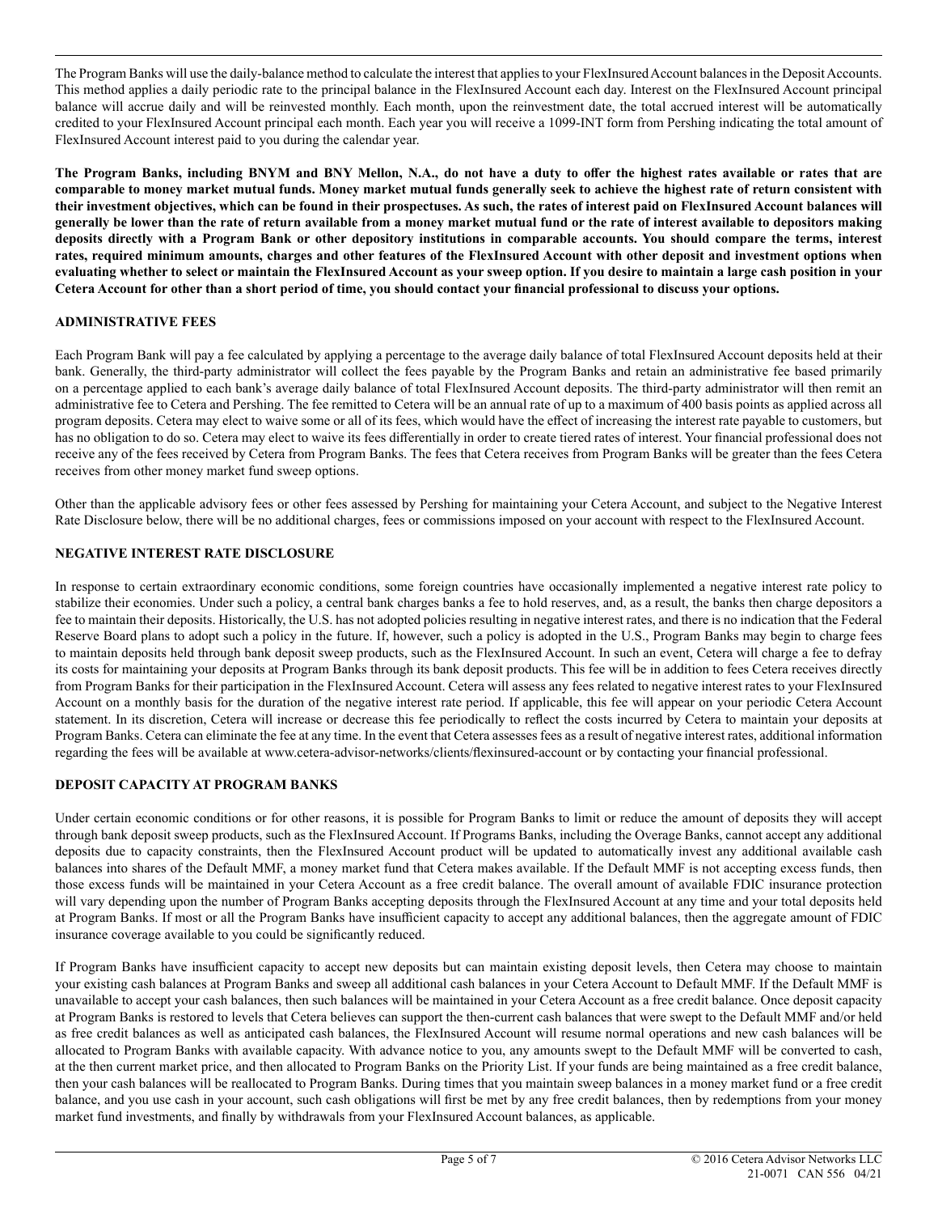The Program Banks will use the daily-balance method to calculate the interest that applies to your FlexInsured Account balances in the Deposit Accounts. This method applies a daily periodic rate to the principal balance in the FlexInsured Account each day. Interest on the FlexInsured Account principal balance will accrue daily and will be reinvested monthly. Each month, upon the reinvestment date, the total accrued interest will be automatically credited to your FlexInsured Account principal each month. Each year you will receive a 1099-INT form from Pershing indicating the total amount of FlexInsured Account interest paid to you during the calendar year.

**The Program Banks, including BNYM and BNY Mellon, N.A., do not have a duty to offer the highest rates available or rates that are comparable to money market mutual funds. Money market mutual funds generally seek to achieve the highest rate of return consistent with their investment objectives, which can be found in their prospectuses. As such, the rates of interest paid on FlexInsured Account balances will generally be lower than the rate of return available from a money market mutual fund or the rate of interest available to depositors making deposits directly with a Program Bank or other depository institutions in comparable accounts. You should compare the terms, interest rates, required minimum amounts, charges and other features of the FlexInsured Account with other deposit and investment options when evaluating whether to select or maintain the FlexInsured Account as your sweep option. If you desire to maintain a large cash position in your Cetera Account for other than a short period of time, you should contact your financial professional to discuss your options.**

## ADMINISTRATIVE FEES

Each Program Bank will pay a fee calculated by applying a percentage to the average daily balance of total FlexInsured Account deposits held at their bank. Generally, the third-party administrator will collect the fees payable by the Program Banks and retain an administrative fee based primarily on a percentage applied to each bank's average daily balance of total FlexInsured Account deposits. The third-party administrator will then remit an administrative fee to Cetera and Pershing. The fee remitted to Cetera will be an annual rate of up to a maximum of 400 basis points as applied across all program deposits. Cetera may elect to waive some or all of its fees, which would have the effect of increasing the interest rate payable to customers, but has no obligation to do so. Cetera may elect to waive its fees differentially in order to create tiered rates of interest. Your financial professional does not receive any of the fees received by Cetera from Program Banks. The fees that Cetera receives from Program Banks will be greater than the fees Cetera receives from other money market fund sweep options.

Other than the applicable advisory fees or other fees assessed by Pershing for maintaining your Cetera Account, and subject to the Negative Interest Rate Disclosure below, there will be no additional charges, fees or commissions imposed on your account with respect to the FlexInsured Account.

## NEGATIVE INTEREST RATE DISCLOSURE

In response to certain extraordinary economic conditions, some foreign countries have occasionally implemented a negative interest rate policy to stabilize their economies. Under such a policy, a central bank charges banks a fee to hold reserves, and, as a result, the banks then charge depositors a fee to maintain their deposits. Historically, the U.S. has not adopted policies resulting in negative interest rates, and there is no indication that the Federal Reserve Board plans to adopt such a policy in the future. If, however, such a policy is adopted in the U.S., Program Banks may begin to charge fees to maintain deposits held through bank deposit sweep products, such as the FlexInsured Account. In such an event, Cetera will charge a fee to defray its costs for maintaining your deposits at Program Banks through its bank deposit products. This fee will be in addition to fees Cetera receives directly from Program Banks for their participation in the FlexInsured Account. Cetera will assess any fees related to negative interest rates to your FlexInsured Account on a monthly basis for the duration of the negative interest rate period. If applicable, this fee will appear on your periodic Cetera Account statement. In its discretion, Cetera will increase or decrease this fee periodically to reflect the costs incurred by Cetera to maintain your deposits at Program Banks. Cetera can eliminate the fee at any time. In the event that Cetera assesses fees as a result of negative interest rates, additional information regarding the fees will be available at www.cetera-advisor-networks/clients/flexinsured-account or by contacting your financial professional.

## DEPOSIT CAPACITY AT PROGRAM BANKS

Under certain economic conditions or for other reasons, it is possible for Program Banks to limit or reduce the amount of deposits they will accept through bank deposit sweep products, such as the FlexInsured Account. If Programs Banks, including the Overage Banks, cannot accept any additional deposits due to capacity constraints, then the FlexInsured Account product will be updated to automatically invest any additional available cash balances into shares of the Default MMF, a money market fund that Cetera makes available. If the Default MMF is not accepting excess funds, then those excess funds will be maintained in your Cetera Account as a free credit balance. The overall amount of available FDIC insurance protection will vary depending upon the number of Program Banks accepting deposits through the FlexInsured Account at any time and your total deposits held at Program Banks. If most or all the Program Banks have insufficient capacity to accept any additional balances, then the aggregate amount of FDIC insurance coverage available to you could be significantly reduced.

If Program Banks have insufficient capacity to accept new deposits but can maintain existing deposit levels, then Cetera may choose to maintain your existing cash balances at Program Banks and sweep all additional cash balances in your Cetera Account to Default MMF. If the Default MMF is unavailable to accept your cash balances, then such balances will be maintained in your Cetera Account as a free credit balance. Once deposit capacity at Program Banks is restored to levels that Cetera believes can support the then-current cash balances that were swept to the Default MMF and/or held as free credit balances as well as anticipated cash balances, the FlexInsured Account will resume normal operations and new cash balances will be allocated to Program Banks with available capacity. With advance notice to you, any amounts swept to the Default MMF will be converted to cash, at the then current market price, and then allocated to Program Banks on the Priority List. If your funds are being maintained as a free credit balance, then your cash balances will be reallocated to Program Banks. During times that you maintain sweep balances in a money market fund or a free credit balance, and you use cash in your account, such cash obligations will first be met by any free credit balances, then by redemptions from your money market fund investments, and finally by withdrawals from your FlexInsured Account balances, as applicable.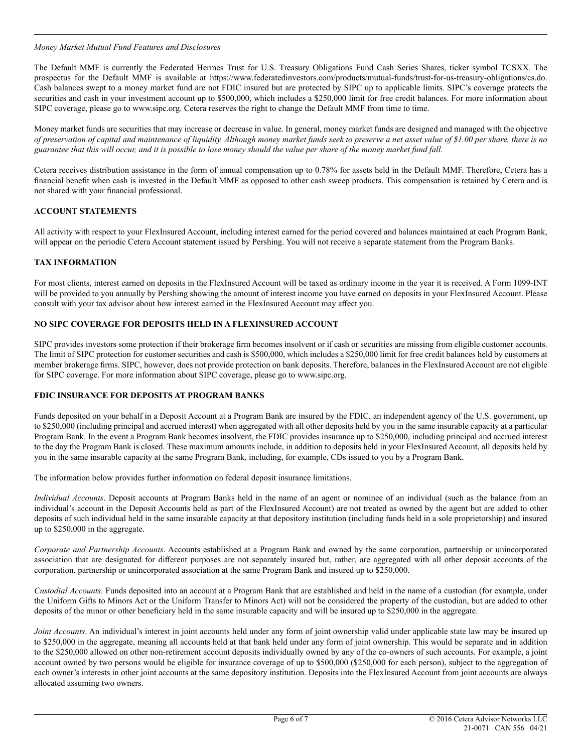*Money Market Mutual Fund Features and Disclosures*

The Default MMF is currently the Federated Hermes Trust for U.S. Treasury Obligations Fund Cash Series Shares, ticker symbol TCSXX. The prospectus for the Default MMF is available at https://www.federatedinvestors.com/products/mutual-funds/trust-for-us-treasury-obligations/cs.do. Cash balances swept to a money market fund are not FDIC insured but are protected by SIPC up to applicable limits. SIPC's coverage protects the securities and cash in your investment account up to $500,000, which includes a $250,000 limit for free credit balances. For more information about SIPC coverage, please go to www.sipc.org. Cetera reserves the right to change the Default MMF from time to time.

Money market funds are securities that may increase or decrease in value. In general, money market funds are designed and managed with the objective *of preservation of capital and maintenance of liquidity. Although money market funds seek to preserve a net asset value of $1.00 per share, there is no guarantee that this will occur, and it is possible to lose money should the value per share of the money market fund fall.*

Cetera receives distribution assistance in the form of annual compensation up to 0.78% for assets held in the Default MMF. Therefore, Cetera has a financial benefit when cash is invested in the Default MMF as opposed to other cash sweep products. This compensation is retained by Cetera and is not shared with your financial professional.

## ACCOUNT STATEMENTS

All activity with respect to your FlexInsured Account, including interest earned for the period covered and balances maintained at each Program Bank, will appear on the periodic Cetera Account statement issued by Pershing. You will not receive a separate statement from the Program Banks.

## TAX INFORMATION

For most clients, interest earned on deposits in the FlexInsured Account will be taxed as ordinary income in the year it is received. A Form 1099-INT will be provided to you annually by Pershing showing the amount of interest income you have earned on deposits in your FlexInsured Account. Please consult with your tax advisor about how interest earned in the FlexInsured Account may affect you.

## NO SIPC COVERAGE FOR DEPOSITS HELD IN A FLEXINSURED ACCOUNT

SIPC provides investors some protection if their brokerage firm becomes insolvent or if cash or securities are missing from eligible customer accounts. The limit of SIPC protection for customer securities and cash is $500,000, which includes a $250,000 limit for free credit balances held by customers at member brokerage firms. SIPC, however, does not provide protection on bank deposits. Therefore, balances in the FlexInsured Account are not eligible for SIPC coverage. For more information about SIPC coverage, please go to www.sipc.org.

## FDIC INSURANCE FOR DEPOSITS AT PROGRAM BANKS

Funds deposited on your behalf in a Deposit Account at a Program Bank are insured by the FDIC, an independent agency of the U.S. government, up to $250,000 (including principal and accrued interest) when aggregated with all other deposits held by you in the same insurable capacity at a particular Program Bank. In the event a Program Bank becomes insolvent, the FDIC provides insurance up to $250,000, including principal and accrued interest to the day the Program Bank is closed. These maximum amounts include, in addition to deposits held in your FlexInsured Account, all deposits held by you in the same insurable capacity at the same Program Bank, including, for example, CDs issued to you by a Program Bank.

The information below provides further information on federal deposit insurance limitations.

*Individual Accounts*. Deposit accounts at Program Banks held in the name of an agent or nominee of an individual (such as the balance from an individual's account in the Deposit Accounts held as part of the FlexInsured Account) are not treated as owned by the agent but are added to other deposits of such individual held in the same insurable capacity at that depository institution (including funds held in a sole proprietorship) and insured up to $250,000 in the aggregate.

*Corporate and Partnership Accounts*. Accounts established at a Program Bank and owned by the same corporation, partnership or unincorporated association that are designated for different purposes are not separately insured but, rather, are aggregated with all other deposit accounts of the corporation, partnership or unincorporated association at the same Program Bank and insured up to $250,000.

*Custodial Accounts.* Funds deposited into an account at a Program Bank that are established and held in the name of a custodian (for example, under the Uniform Gifts to Minors Act or the Uniform Transfer to Minors Act) will not be considered the property of the custodian, but are added to other deposits of the minor or other beneficiary held in the same insurable capacity and will be insured up to $250,000 in the aggregate.

*Joint Accounts*. An individual's interest in joint accounts held under any form of joint ownership valid under applicable state law may be insured up to $250,000 in the aggregate, meaning all accounts held at that bank held under any form of joint ownership. This would be separate and in addition to the $250,000 allowed on other non-retirement account deposits individually owned by any of the co-owners of such accounts. For example, a joint account owned by two persons would be eligible for insurance coverage of up to $500,000 ($250,000 for each person), subject to the aggregation of each owner's interests in other joint accounts at the same depository institution. Deposits into the FlexInsured Account from joint accounts are always allocated assuming two owners.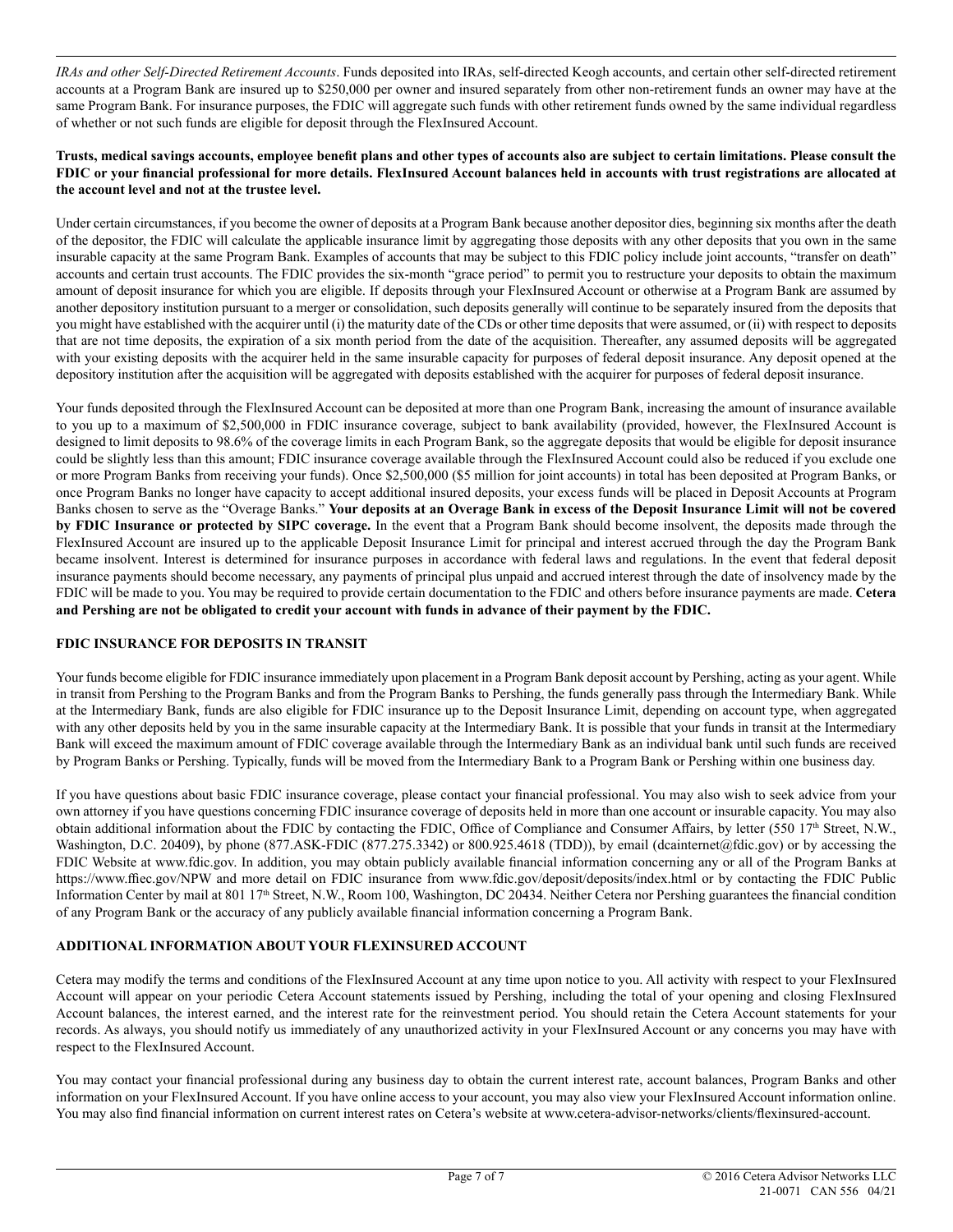*IRAs and other Self-Directed Retirement Accounts*. Funds deposited into IRAs, self-directed Keogh accounts, and certain other self-directed retirement accounts at a Program Bank are insured up to $250,000 per owner and insured separately from other non-retirement funds an owner may have at the same Program Bank. For insurance purposes, the FDIC will aggregate such funds with other retirement funds owned by the same individual regardless of whether or not such funds are eligible for deposit through the FlexInsured Account.

**Trusts, medical savings accounts, employee benefit plans and other types of accounts also are subject to certain limitations. Please consult the FDIC or your financial professional for more details. FlexInsured Account balances held in accounts with trust registrations are allocated at the account level and not at the trustee level.**

Under certain circumstances, if you become the owner of deposits at a Program Bank because another depositor dies, beginning six months after the death of the depositor, the FDIC will calculate the applicable insurance limit by aggregating those deposits with any other deposits that you own in the same insurable capacity at the same Program Bank. Examples of accounts that may be subject to this FDIC policy include joint accounts, "transfer on death" accounts and certain trust accounts. The FDIC provides the six-month "grace period" to permit you to restructure your deposits to obtain the maximum amount of deposit insurance for which you are eligible. If deposits through your FlexInsured Account or otherwise at a Program Bank are assumed by another depository institution pursuant to a merger or consolidation, such deposits generally will continue to be separately insured from the deposits that you might have established with the acquirer until (i) the maturity date of the CDs or other time deposits that were assumed, or (ii) with respect to deposits that are not time deposits, the expiration of a six month period from the date of the acquisition. Thereafter, any assumed deposits will be aggregated with your existing deposits with the acquirer held in the same insurable capacity for purposes of federal deposit insurance. Any deposit opened at the depository institution after the acquisition will be aggregated with deposits established with the acquirer for purposes of federal deposit insurance.

Your funds deposited through the FlexInsured Account can be deposited at more than one Program Bank, increasing the amount of insurance available to you up to a maximum of $2,500,000 in FDIC insurance coverage, subject to bank availability (provided, however, the FlexInsured Account is designed to limit deposits to 98.6% of the coverage limits in each Program Bank, so the aggregate deposits that would be eligible for deposit insurance could be slightly less than this amount; FDIC insurance coverage available through the FlexInsured Account could also be reduced if you exclude one or more Program Banks from receiving your funds). Once $2,500,000 ($5 million for joint accounts) in total has been deposited at Program Banks, or once Program Banks no longer have capacity to accept additional insured deposits, your excess funds will be placed in Deposit Accounts at Program Banks chosen to serve as the "Overage Banks." **Your deposits at an Overage Bank in excess of the Deposit Insurance Limit will not be covered by FDIC Insurance or protected by SIPC coverage.** In the event that a Program Bank should become insolvent, the deposits made through the FlexInsured Account are insured up to the applicable Deposit Insurance Limit for principal and interest accrued through the day the Program Bank became insolvent. Interest is determined for insurance purposes in accordance with federal laws and regulations. In the event that federal deposit insurance payments should become necessary, any payments of principal plus unpaid and accrued interest through the date of insolvency made by the FDIC will be made to you. You may be required to provide certain documentation to the FDIC and others before insurance payments are made. **Cetera and Pershing are not be obligated to credit your account with funds in advance of their payment by the FDIC.**

## FDIC INSURANCE FOR DEPOSITS IN TRANSIT

Your funds become eligible for FDIC insurance immediately upon placement in a Program Bank deposit account by Pershing, acting as your agent. While in transit from Pershing to the Program Banks and from the Program Banks to Pershing, the funds generally pass through the Intermediary Bank. While at the Intermediary Bank, funds are also eligible for FDIC insurance up to the Deposit Insurance Limit, depending on account type, when aggregated with any other deposits held by you in the same insurable capacity at the Intermediary Bank. It is possible that your funds in transit at the Intermediary Bank will exceed the maximum amount of FDIC coverage available through the Intermediary Bank as an individual bank until such funds are received by Program Banks or Pershing. Typically, funds will be moved from the Intermediary Bank to a Program Bank or Pershing within one business day.

If you have questions about basic FDIC insurance coverage, please contact your financial professional. You may also wish to seek advice from your own attorney if you have questions concerning FDIC insurance coverage of deposits held in more than one account or insurable capacity. You may also obtain additional information about the FDIC by contacting the FDIC, Office of Compliance and Consumer Affairs, by letter (550 17th Street, N.W., Washington, D.C. 20409), by phone (877.ASK-FDIC (877.275.3342) or 800.925.4618 (TDD)), by email (dcainternet@fdic.gov) or by accessing the FDIC Website at www.fdic.gov. In addition, you may obtain publicly available financial information concerning any or all of the Program Banks at https://www.ffiec.gov/NPW and more detail on FDIC insurance from www.fdic.gov/deposit/deposits/index.html or by contacting the FDIC Public Information Center by mail at 801 17th Street, N.W., Room 100, Washington, DC 20434. Neither Cetera nor Pershing guarantees the financial condition of any Program Bank or the accuracy of any publicly available financial information concerning a Program Bank.

## ADDITIONAL INFORMATION ABOUT YOUR FLEXINSURED ACCOUNT

Cetera may modify the terms and conditions of the FlexInsured Account at any time upon notice to you. All activity with respect to your FlexInsured Account will appear on your periodic Cetera Account statements issued by Pershing, including the total of your opening and closing FlexInsured Account balances, the interest earned, and the interest rate for the reinvestment period. You should retain the Cetera Account statements for your records. As always, you should notify us immediately of any unauthorized activity in your FlexInsured Account or any concerns you may have with respect to the FlexInsured Account.

You may contact your financial professional during any business day to obtain the current interest rate, account balances, Program Banks and other information on your FlexInsured Account. If you have online access to your account, you may also view your FlexInsured Account information online. You may also find financial information on current interest rates on Cetera's website at www.cetera-advisor-networks/clients/flexinsured-account.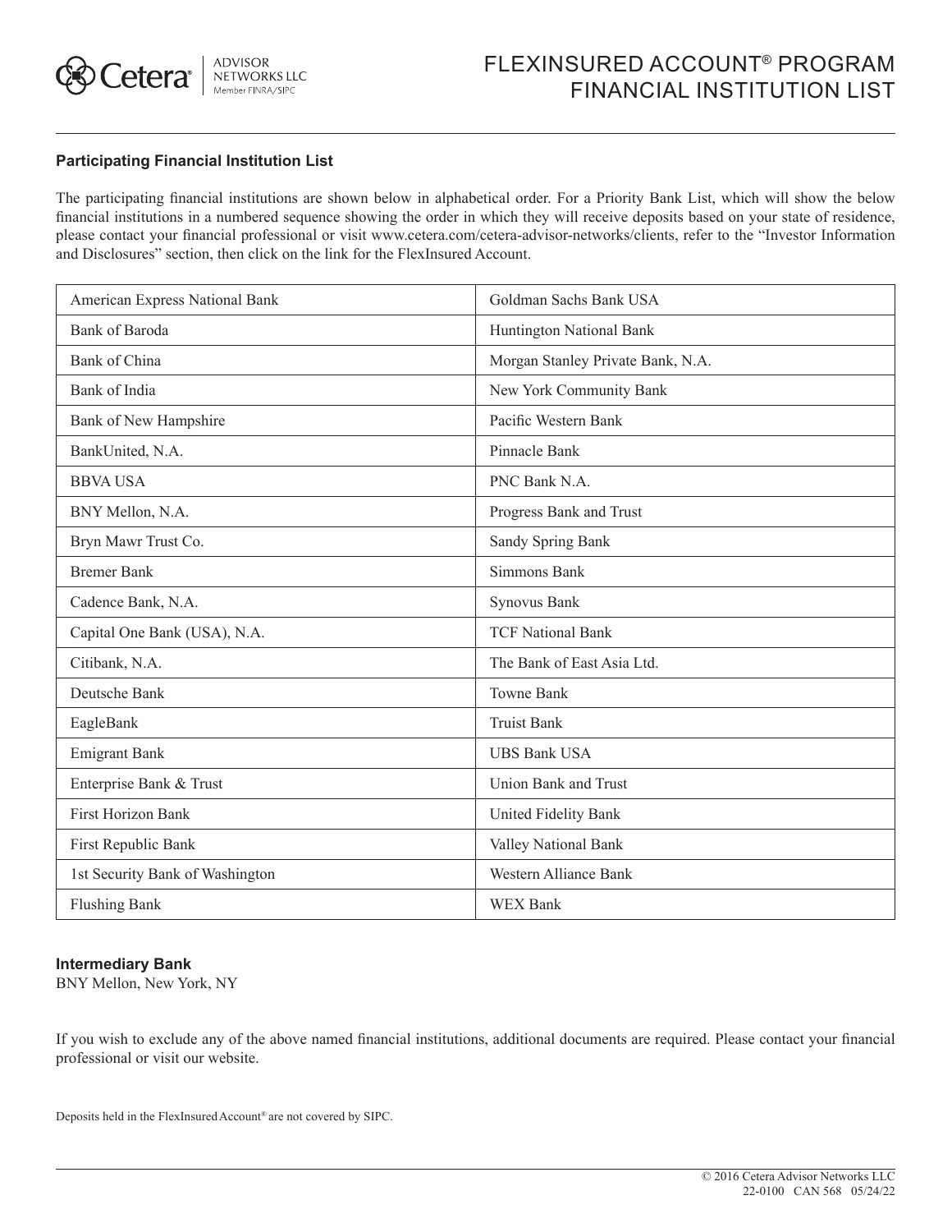# FLEXINSURED ACCOUNT® PROGRAM FINANCIAL INSTITUTION LIST

**Participating Financial Institution List**

The participating financial institutions are shown below in alphabetical order. For a Priority Bank List, which will show the below financial institutions in a numbered sequence showing the order in which they will receive deposits based on your state of residence, please contact your financial professional or visit www.cetera.com/cetera-advisor-networks/clients, refer to the "Investor Information and Disclosures" section, then click on the link for the FlexInsured Account.

| | |
|---|---|
| American Express National Bank | Goldman Sachs Bank USA |
| Bank of Baroda | Huntington National Bank |
| Bank of China | Morgan Stanley Private Bank, N.A. |
| Bank of India | New York Community Bank |
| Bank of New Hampshire | Pacific Western Bank |
| BankUnited, N.A. | Pinnacle Bank |
| BBVA USA | PNC Bank N.A. |
| BNY Mellon, N.A. | Progress Bank and Trust |
| Bryn Mawr Trust Co. | Sandy Spring Bank |
| Bremer Bank | Simmons Bank |
| Cadence Bank, N.A. | Synovus Bank |
| Capital One Bank (USA), N.A. | TCF National Bank |
| Citibank, N.A. | The Bank of East Asia Ltd. |
| Deutsche Bank | Towne Bank |
| EagleBank | Truist Bank |
| Emigrant Bank | UBS Bank USA |
| Enterprise Bank & Trust | Union Bank and Trust |
| First Horizon Bank | United Fidelity Bank |
| First Republic Bank | Valley National Bank |
| 1st Security Bank of Washington | Western Alliance Bank |
| Flushing Bank | WEX Bank |

**Intermediary Bank**

BNY Mellon, New York, NY

If you wish to exclude any of the above named financial institutions, additional documents are required. Please contact your financial professional or visit our website.

Deposits held in the FlexInsured Account® are not covered by SIPC.

© 2016 Cetera Advisor Networks LLC
22-0100 CAN 568 05/24/22